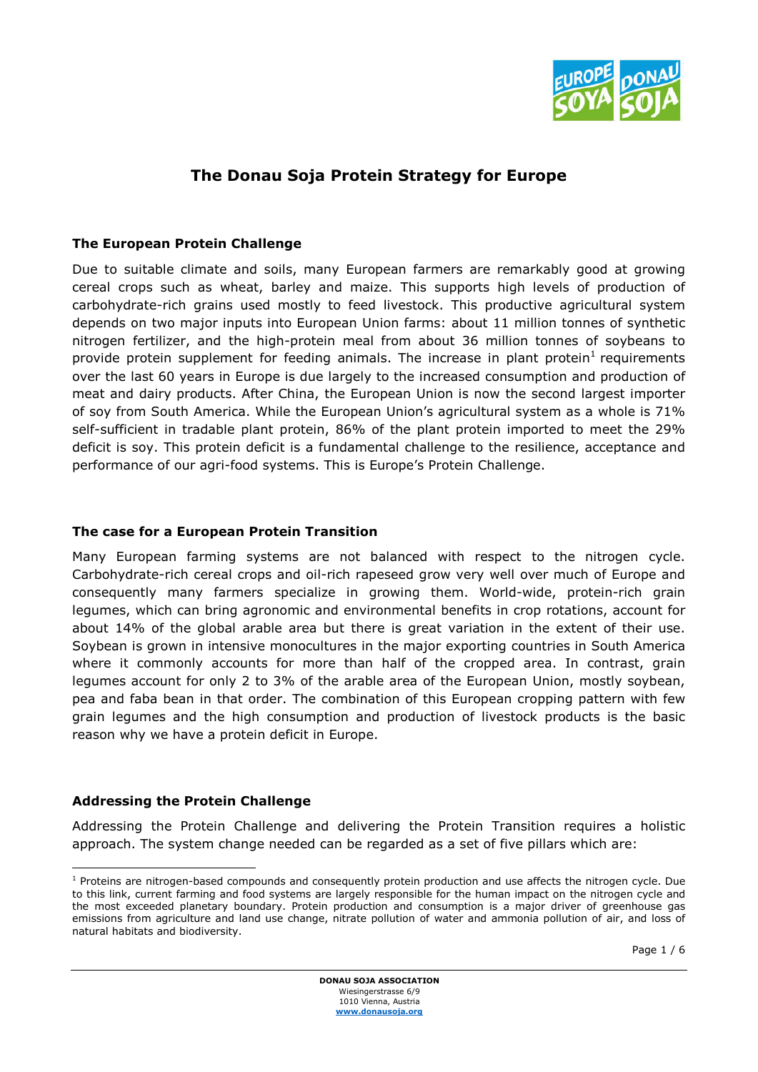# The Donau Soja Protein Strategy for Europe

## The European Protein Challenge

Due to suitable climate and soils, many European farmers are remarkably good at growing cereal crops such as wheat, barley and maize. This supports high levels of production of carbohydrate-rich grains used mostly to feed livestock. This productive agricultural system depends on two major inputs into European Union farms: about 11 million tonnes of synthetic nitrogen fertilizer, and the high-protein meal from about 36 million tonnes of soybeans to provide protein supplement for feeding animals. The increase in plant protein[1] requirements over the last 60 years in Europe is due largely to the increased consumption and production of meat and dairy products. After China, the European Union is now the second largest importer of soy from South America. While the European Union's agricultural system as a whole is 71% self-sufficient in tradable plant protein, 86% of the plant protein imported to meet the 29% deficit is soy. This protein deficit is a fundamental challenge to the resilience, acceptance and performance of our agri-food systems. This is Europe's Protein Challenge.

## The case for a European Protein Transition

Many European farming systems are not balanced with respect to the nitrogen cycle. Carbohydrate-rich cereal crops and oil-rich rapeseed grow very well over much of Europe and consequently many farmers specialize in growing them. World-wide, protein-rich grain legumes, which can bring agronomic and environmental benefits in crop rotations, account for about 14% of the global arable area but there is great variation in the extent of their use. Soybean is grown in intensive monocultures in the major exporting countries in South America where it commonly accounts for more than half of the cropped area. In contrast, grain legumes account for only 2 to 3% of the arable area of the European Union, mostly soybean, pea and faba bean in that order. The combination of this European cropping pattern with few grain legumes and the high consumption and production of livestock products is the basic reason why we have a protein deficit in Europe.

## Addressing the Protein Challenge

Addressing the Protein Challenge and delivering the Protein Transition requires a holistic approach. The system change needed can be regarded as a set of five pillars which are:

[1] Proteins are nitrogen-based compounds and consequently protein production and use affects the nitrogen cycle. Due to this link, current farming and food systems are largely responsible for the human impact on the nitrogen cycle and the most exceeded planetary boundary. Protein production and consumption is a major driver of greenhouse gas emissions from agriculture and land use change, nitrate pollution of water and ammonia pollution of air, and loss of natural habitats and biodiversity.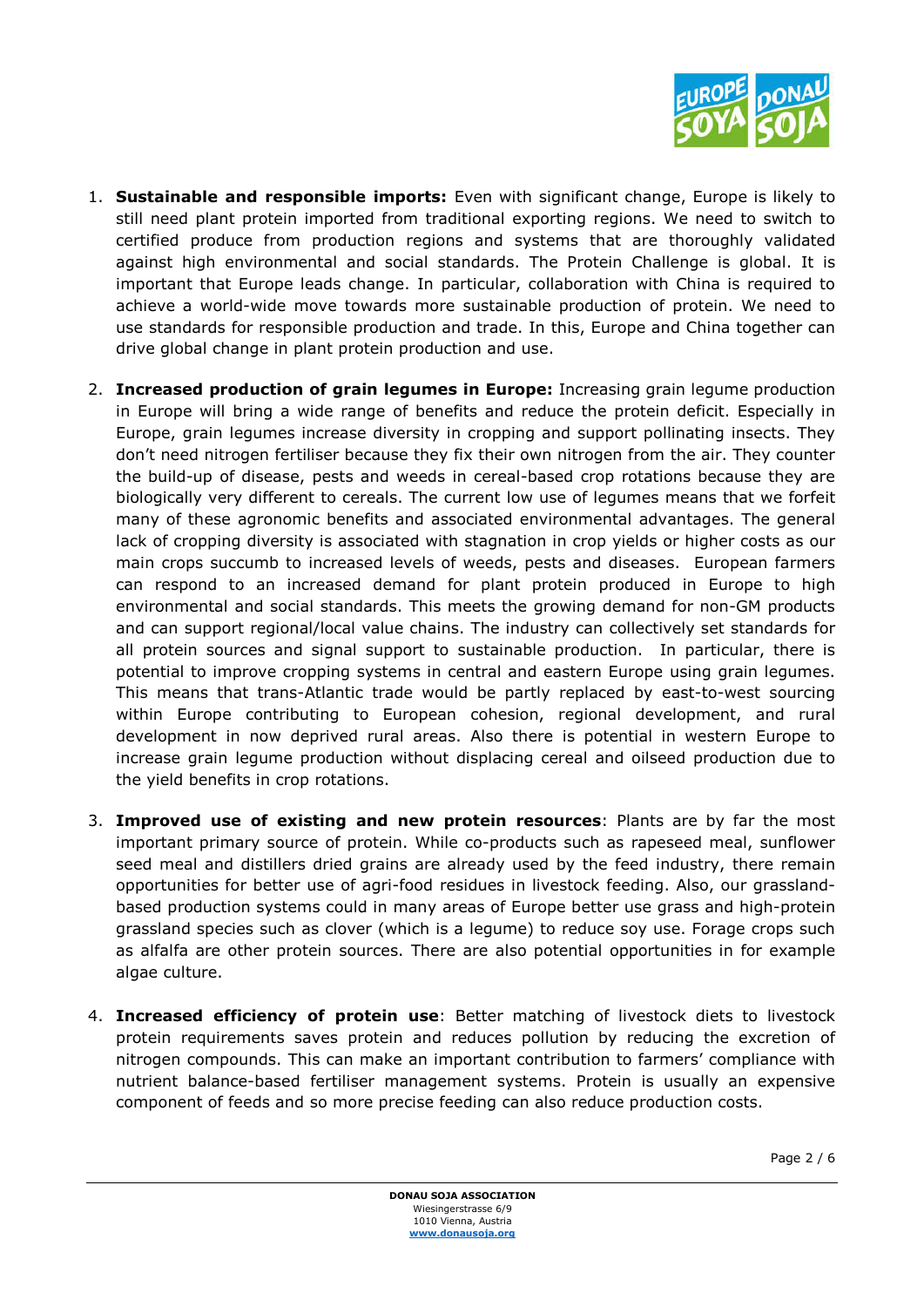1. **Sustainable and responsible imports:** Even with significant change, Europe is likely to still need plant protein imported from traditional exporting regions. We need to switch to certified produce from production regions and systems that are thoroughly validated against high environmental and social standards. The Protein Challenge is global. It is important that Europe leads change. In particular, collaboration with China is required to achieve a world-wide move towards more sustainable production of protein. We need to use standards for responsible production and trade. In this, Europe and China together can drive global change in plant protein production and use.

2. **Increased production of grain legumes in Europe:** Increasing grain legume production in Europe will bring a wide range of benefits and reduce the protein deficit. Especially in Europe, grain legumes increase diversity in cropping and support pollinating insects. They don't need nitrogen fertiliser because they fix their own nitrogen from the air. They counter the build-up of disease, pests and weeds in cereal-based crop rotations because they are biologically very different to cereals. The current low use of legumes means that we forfeit many of these agronomic benefits and associated environmental advantages. The general lack of cropping diversity is associated with stagnation in crop yields or higher costs as our main crops succumb to increased levels of weeds, pests and diseases. European farmers can respond to an increased demand for plant protein produced in Europe to high environmental and social standards. This meets the growing demand for non-GM products and can support regional/local value chains. The industry can collectively set standards for all protein sources and signal support to sustainable production. In particular, there is potential to improve cropping systems in central and eastern Europe using grain legumes. This means that trans-Atlantic trade would be partly replaced by east-to-west sourcing within Europe contributing to European cohesion, regional development, and rural development in now deprived rural areas. Also there is potential in western Europe to increase grain legume production without displacing cereal and oilseed production due to the yield benefits in crop rotations.

3. **Improved use of existing and new protein resources**: Plants are by far the most important primary source of protein. While co-products such as rapeseed meal, sunflower seed meal and distillers dried grains are already used by the feed industry, there remain opportunities for better use of agri-food residues in livestock feeding. Also, our grassland-based production systems could in many areas of Europe better use grass and high-protein grassland species such as clover (which is a legume) to reduce soy use. Forage crops such as alfalfa are other protein sources. There are also potential opportunities in for example algae culture.

4. **Increased efficiency of protein use**: Better matching of livestock diets to livestock protein requirements saves protein and reduces pollution by reducing the excretion of nitrogen compounds. This can make an important contribution to farmers' compliance with nutrient balance-based fertiliser management systems. Protein is usually an expensive component of feeds and so more precise feeding can also reduce production costs.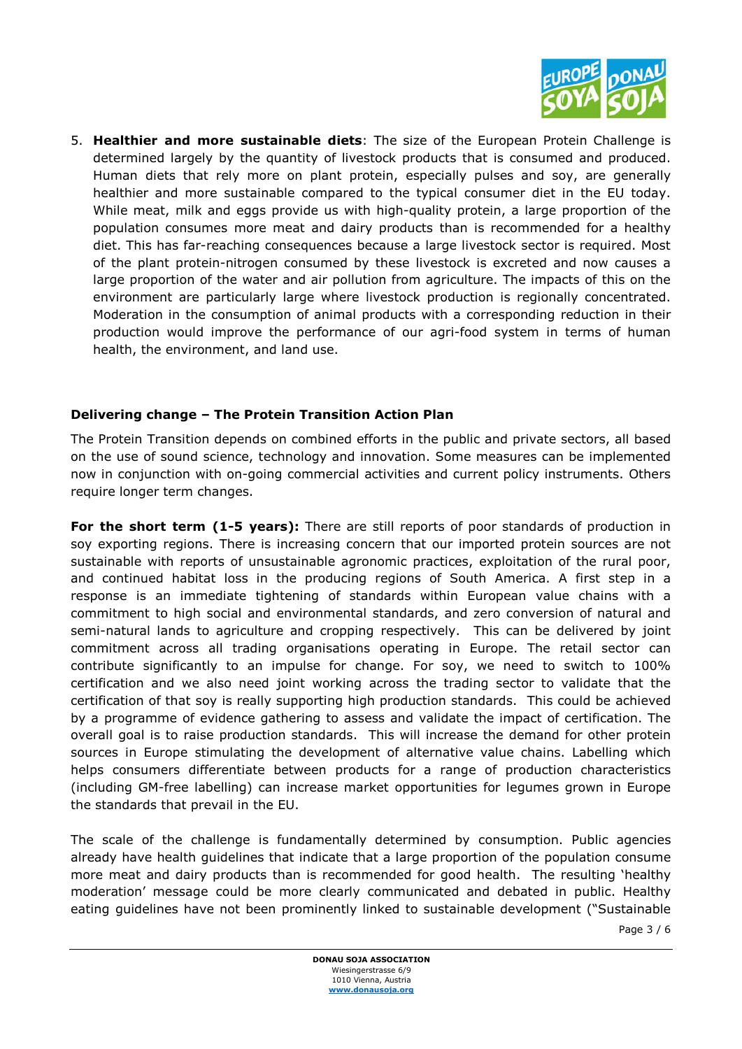5. **Healthier and more sustainable diets**: The size of the European Protein Challenge is determined largely by the quantity of livestock products that is consumed and produced. Human diets that rely more on plant protein, especially pulses and soy, are generally healthier and more sustainable compared to the typical consumer diet in the EU today. While meat, milk and eggs provide us with high-quality protein, a large proportion of the population consumes more meat and dairy products than is recommended for a healthy diet. This has far-reaching consequences because a large livestock sector is required. Most of the plant protein-nitrogen consumed by these livestock is excreted and now causes a large proportion of the water and air pollution from agriculture. The impacts of this on the environment are particularly large where livestock production is regionally concentrated. Moderation in the consumption of animal products with a corresponding reduction in their production would improve the performance of our agri-food system in terms of human health, the environment, and land use.

## Delivering change – The Protein Transition Action Plan

The Protein Transition depends on combined efforts in the public and private sectors, all based on the use of sound science, technology and innovation. Some measures can be implemented now in conjunction with on-going commercial activities and current policy instruments. Others require longer term changes.

**For the short term (1-5 years):** There are still reports of poor standards of production in soy exporting regions. There is increasing concern that our imported protein sources are not sustainable with reports of unsustainable agronomic practices, exploitation of the rural poor, and continued habitat loss in the producing regions of South America. A first step in a response is an immediate tightening of standards within European value chains with a commitment to high social and environmental standards, and zero conversion of natural and semi-natural lands to agriculture and cropping respectively. This can be delivered by joint commitment across all trading organisations operating in Europe. The retail sector can contribute significantly to an impulse for change. For soy, we need to switch to 100% certification and we also need joint working across the trading sector to validate that the certification of that soy is really supporting high production standards. This could be achieved by a programme of evidence gathering to assess and validate the impact of certification. The overall goal is to raise production standards. This will increase the demand for other protein sources in Europe stimulating the development of alternative value chains. Labelling which helps consumers differentiate between products for a range of production characteristics (including GM-free labelling) can increase market opportunities for legumes grown in Europe the standards that prevail in the EU.

The scale of the challenge is fundamentally determined by consumption. Public agencies already have health guidelines that indicate that a large proportion of the population consume more meat and dairy products than is recommended for good health. The resulting 'healthy moderation' message could be more clearly communicated and debated in public. Healthy eating guidelines have not been prominently linked to sustainable development ("Sustainable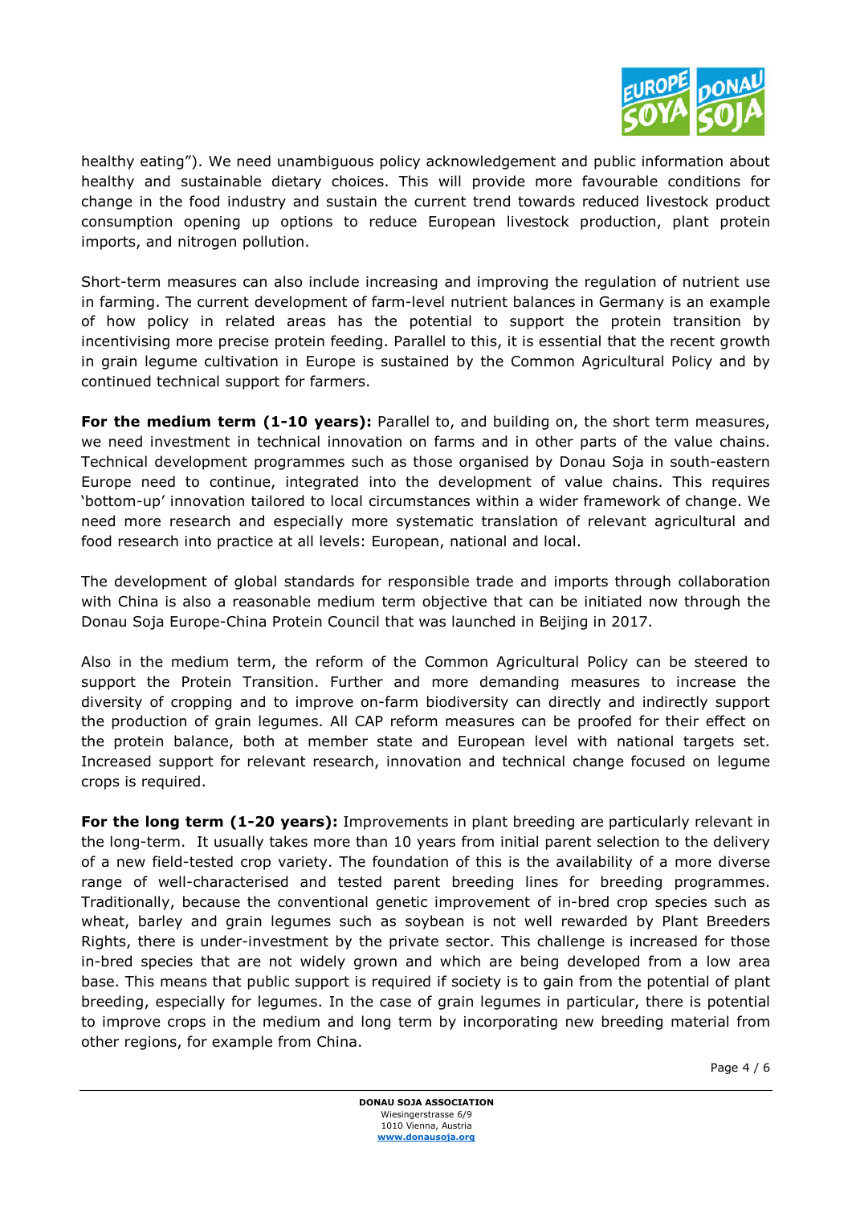healthy eating"). We need unambiguous policy acknowledgement and public information about healthy and sustainable dietary choices. This will provide more favourable conditions for change in the food industry and sustain the current trend towards reduced livestock product consumption opening up options to reduce European livestock production, plant protein imports, and nitrogen pollution.

Short-term measures can also include increasing and improving the regulation of nutrient use in farming. The current development of farm-level nutrient balances in Germany is an example of how policy in related areas has the potential to support the protein transition by incentivising more precise protein feeding. Parallel to this, it is essential that the current growth in grain legume cultivation in Europe is sustained by the Common Agricultural Policy and by continued technical support for farmers.

**For the medium term (1-10 years):** Parallel to, and building on, the short term measures, we need investment in technical innovation on farms and in other parts of the value chains. Technical development programmes such as those organised by Donau Soja in south-eastern Europe need to continue, integrated into the development of value chains. This requires 'bottom-up' innovation tailored to local circumstances within a wider framework of change. We need more research and especially more systematic translation of relevant agricultural and food research into practice at all levels: European, national and local.

The development of global standards for responsible trade and imports through collaboration with China is also a reasonable medium term objective that can be initiated now through the Donau Soja Europe-China Protein Council that was launched in Beijing in 2017.

Also in the medium term, the reform of the Common Agricultural Policy can be steered to support the Protein Transition. Further and more demanding measures to increase the diversity of cropping and to improve on-farm biodiversity can directly and indirectly support the production of grain legumes. All CAP reform measures can be proofed for their effect on the protein balance, both at member state and European level with national targets set. Increased support for relevant research, innovation and technical change focused on legume crops is required.

**For the long term (1-20 years):** Improvements in plant breeding are particularly relevant in the long-term. It usually takes more than 10 years from initial parent selection to the delivery of a new field-tested crop variety. The foundation of this is the availability of a more diverse range of well-characterised and tested parent breeding lines for breeding programmes. Traditionally, because the conventional genetic improvement of in-bred crop species such as wheat, barley and grain legumes such as soybean is not well rewarded by Plant Breeders Rights, there is under-investment by the private sector. This challenge is increased for those in-bred species that are not widely grown and which are being developed from a low area base. This means that public support is required if society is to gain from the potential of plant breeding, especially for legumes. In the case of grain legumes in particular, there is potential to improve crops in the medium and long term by incorporating new breeding material from other regions, for example from China.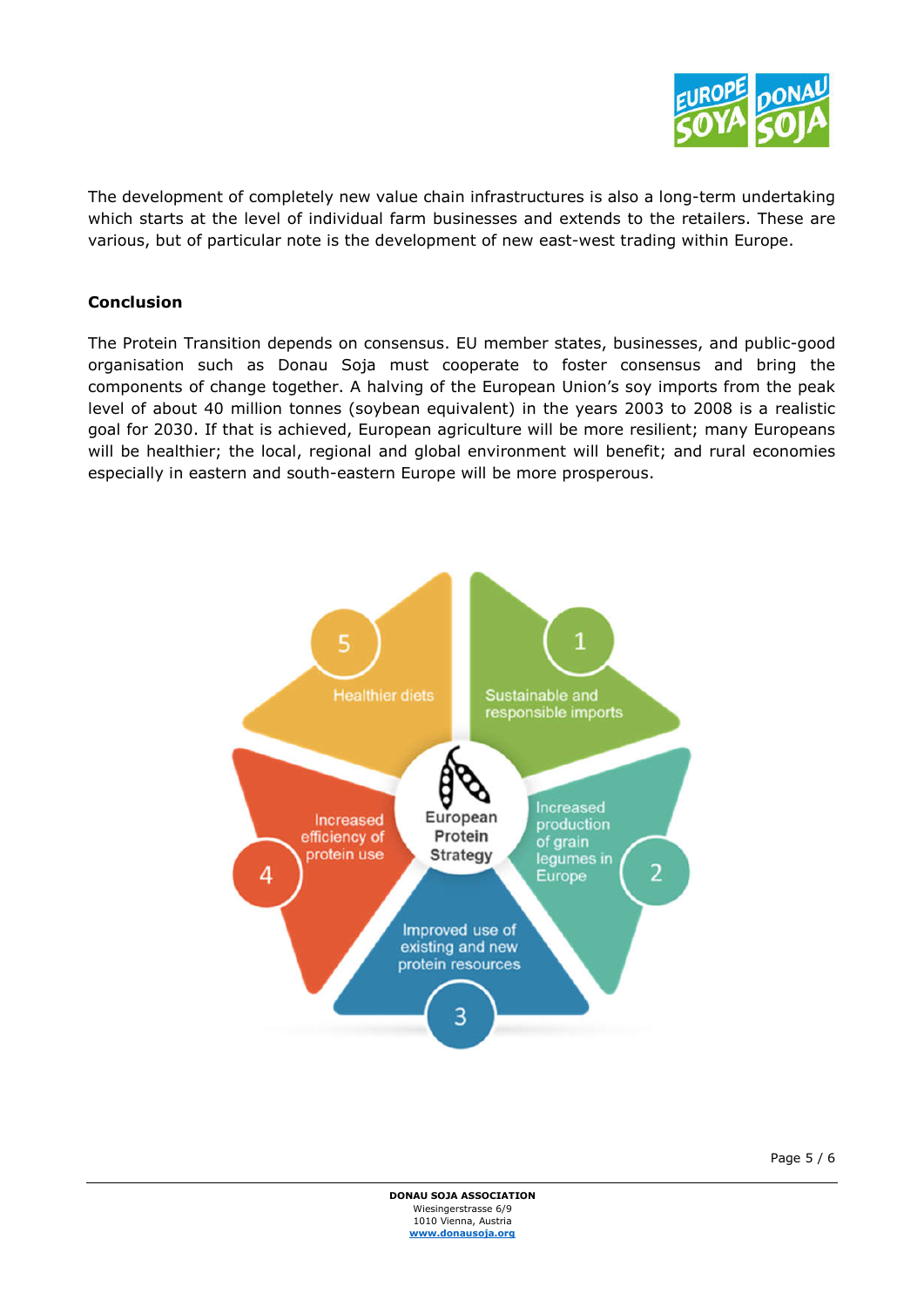The development of completely new value chain infrastructures is also a long-term undertaking which starts at the level of individual farm businesses and extends to the retailers. These are various, but of particular note is the development of new east-west trading within Europe.

**Conclusion**

The Protein Transition depends on consensus. EU member states, businesses, and public-good organisation such as Donau Soja must cooperate to foster consensus and bring the components of change together. A halving of the European Union's soy imports from the peak level of about 40 million tonnes (soybean equivalent) in the years 2003 to 2008 is a realistic goal for 2030. If that is achieved, European agriculture will be more resilient; many Europeans will be healthier; the local, regional and global environment will benefit; and rural economies especially in eastern and south-eastern Europe will be more prosperous.

European Protein Strategy

1. Sustainable and responsible imports
2. Increased production of grain legumes in Europe
3. Improved use of existing and new protein resources
4. Increased efficiency of protein use
5. Healthier diets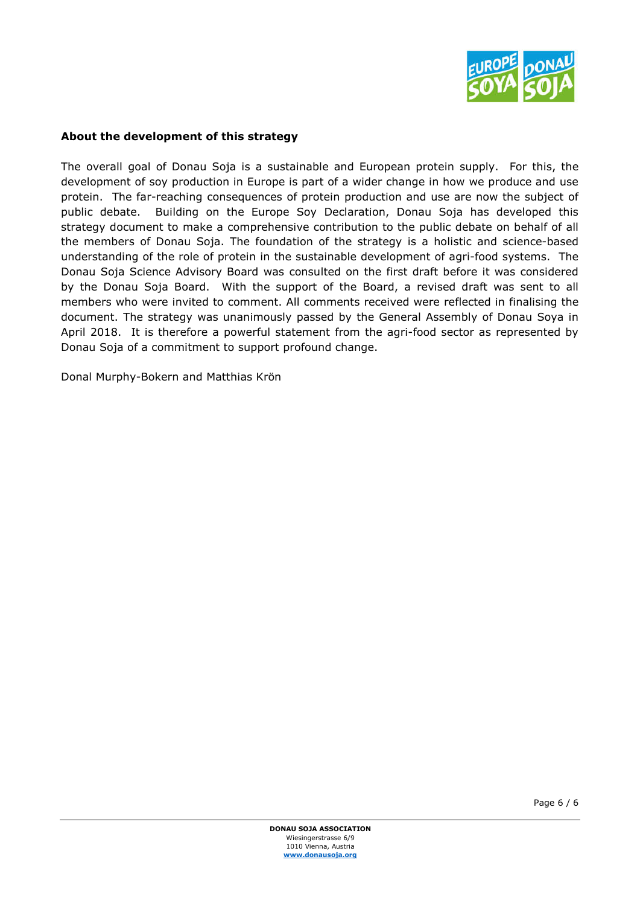**About the development of this strategy**

The overall goal of Donau Soja is a sustainable and European protein supply. For this, the development of soy production in Europe is part of a wider change in how we produce and use protein. The far-reaching consequences of protein production and use are now the subject of public debate. Building on the Europe Soy Declaration, Donau Soja has developed this strategy document to make a comprehensive contribution to the public debate on behalf of all the members of Donau Soja. The foundation of the strategy is a holistic and science-based understanding of the role of protein in the sustainable development of agri-food systems. The Donau Soja Science Advisory Board was consulted on the first draft before it was considered by the Donau Soja Board. With the support of the Board, a revised draft was sent to all members who were invited to comment. All comments received were reflected in finalising the document. The strategy was unanimously passed by the General Assembly of Donau Soya in April 2018. It is therefore a powerful statement from the agri-food sector as represented by Donau Soja of a commitment to support profound change.

Donal Murphy-Bokern and Matthias Krön